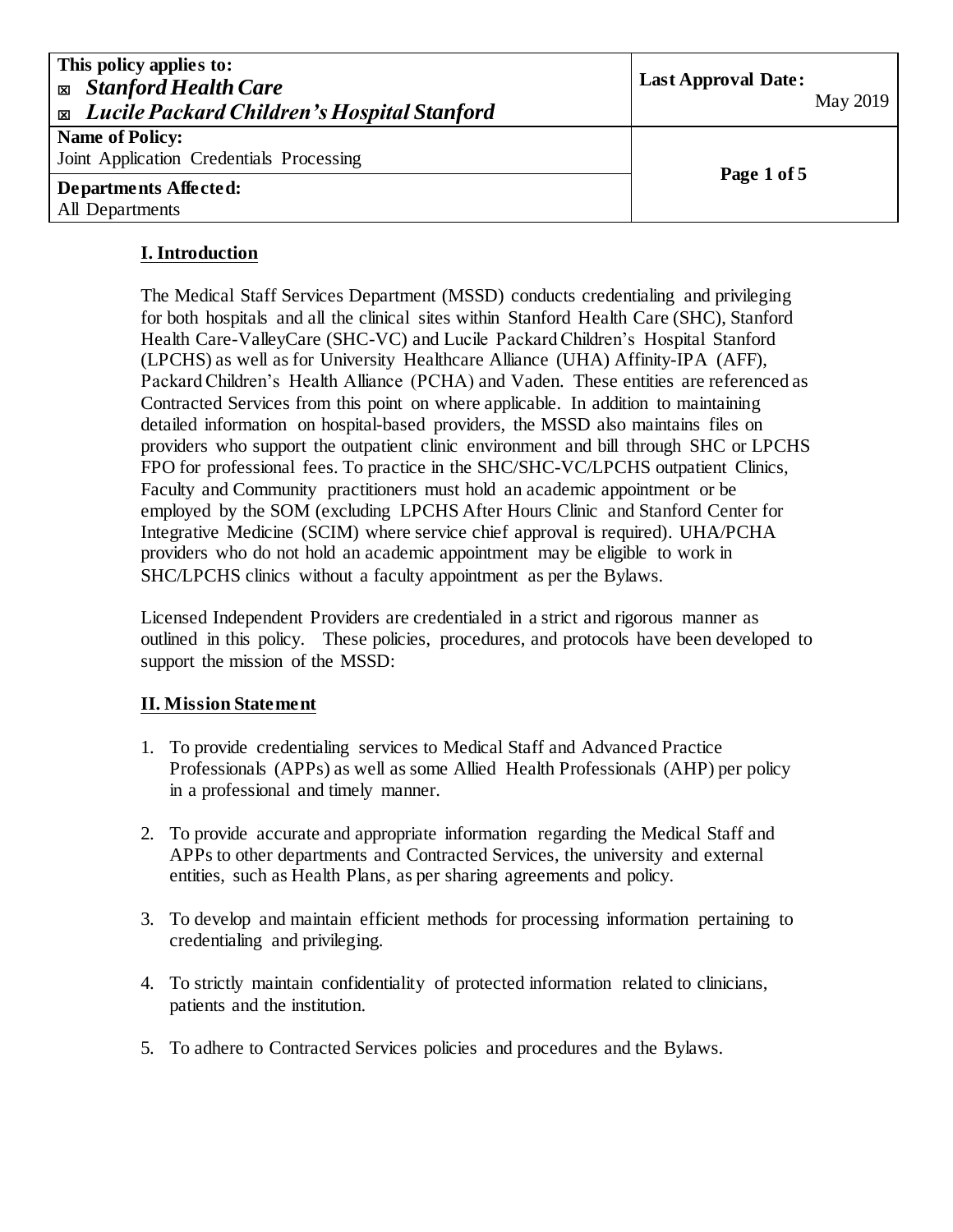| This policy applies to: ☒ *Stanford Health Care* ☒ *Lucile Packard Children's Hospital Stanford* | Last Approval Date: May 2019 |
| --- | --- |
| **Name of Policy:** Joint Application Credentials Processing | |
| **Departments Affected:** All Departments | |

## I. Introduction

The Medical Staff Services Department (MSSD) conducts credentialing and privileging for both hospitals and all the clinical sites within Stanford Health Care (SHC), Stanford Health Care-ValleyCare (SHC-VC) and Lucile Packard Children's Hospital Stanford (LPCHS) as well as for University Healthcare Alliance (UHA) Affinity-IPA (AFF), Packard Children's Health Alliance (PCHA) and Vaden. These entities are referenced as Contracted Services from this point on where applicable. In addition to maintaining detailed information on hospital-based providers, the MSSD also maintains files on providers who support the outpatient clinic environment and bill through SHC or LPCHS FPO for professional fees. To practice in the SHC/SHC-VC/LPCHS outpatient Clinics, Faculty and Community practitioners must hold an academic appointment or be employed by the SOM (excluding LPCHS After Hours Clinic and Stanford Center for Integrative Medicine (SCIM) where service chief approval is required). UHA/PCHA providers who do not hold an academic appointment may be eligible to work in SHC/LPCHS clinics without a faculty appointment as per the Bylaws.

Licensed Independent Providers are credentialed in a strict and rigorous manner as outlined in this policy. These policies, procedures, and protocols have been developed to support the mission of the MSSD:

## II. Mission Statement

1. To provide credentialing services to Medical Staff and Advanced Practice Professionals (APPs) as well as some Allied Health Professionals (AHP) per policy in a professional and timely manner.

2. To provide accurate and appropriate information regarding the Medical Staff and APPs to other departments and Contracted Services, the university and external entities, such as Health Plans, as per sharing agreements and policy.

3. To develop and maintain efficient methods for processing information pertaining to credentialing and privileging.

4. To strictly maintain confidentiality of protected information related to clinicians, patients and the institution.

5. To adhere to Contracted Services policies and procedures and the Bylaws.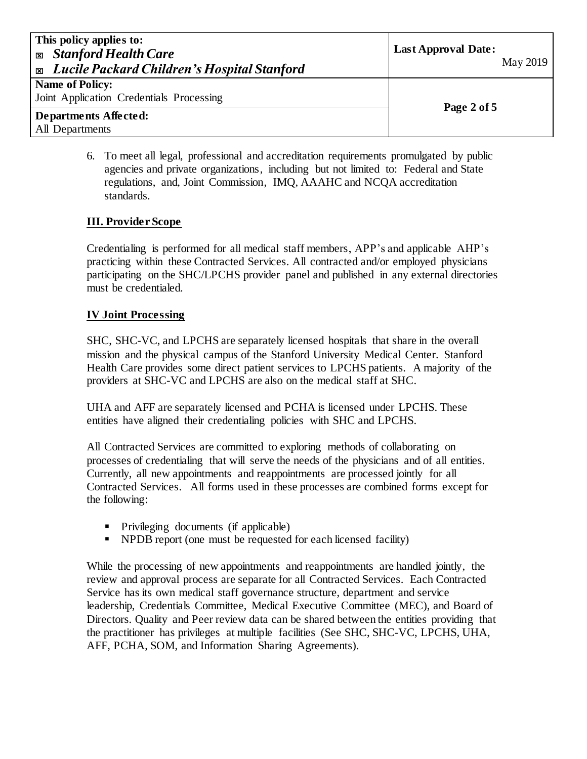6. To meet all legal, professional and accreditation requirements promulgated by public agencies and private organizations, including but not limited to: Federal and State regulations, and, Joint Commission, IMQ, AAAHC and NCQA accreditation standards.

## III. Provider Scope

Credentialing is performed for all medical staff members, APP's and applicable AHP's practicing within these Contracted Services. All contracted and/or employed physicians participating on the SHC/LPCHS provider panel and published in any external directories must be credentialed.

## IV Joint Processing

SHC, SHC-VC, and LPCHS are separately licensed hospitals that share in the overall mission and the physical campus of the Stanford University Medical Center. Stanford Health Care provides some direct patient services to LPCHS patients. A majority of the providers at SHC-VC and LPCHS are also on the medical staff at SHC.

UHA and AFF are separately licensed and PCHA is licensed under LPCHS. These entities have aligned their credentialing policies with SHC and LPCHS.

All Contracted Services are committed to exploring methods of collaborating on processes of credentialing that will serve the needs of the physicians and of all entities. Currently, all new appointments and reappointments are processed jointly for all Contracted Services. All forms used in these processes are combined forms except for the following:

- Privileging documents (if applicable)
- NPDB report (one must be requested for each licensed facility)

While the processing of new appointments and reappointments are handled jointly, the review and approval process are separate for all Contracted Services. Each Contracted Service has its own medical staff governance structure, department and service leadership, Credentials Committee, Medical Executive Committee (MEC), and Board of Directors. Quality and Peer review data can be shared between the entities providing that the practitioner has privileges at multiple facilities (See SHC, SHC-VC, LPCHS, UHA, AFF, PCHA, SOM, and Information Sharing Agreements).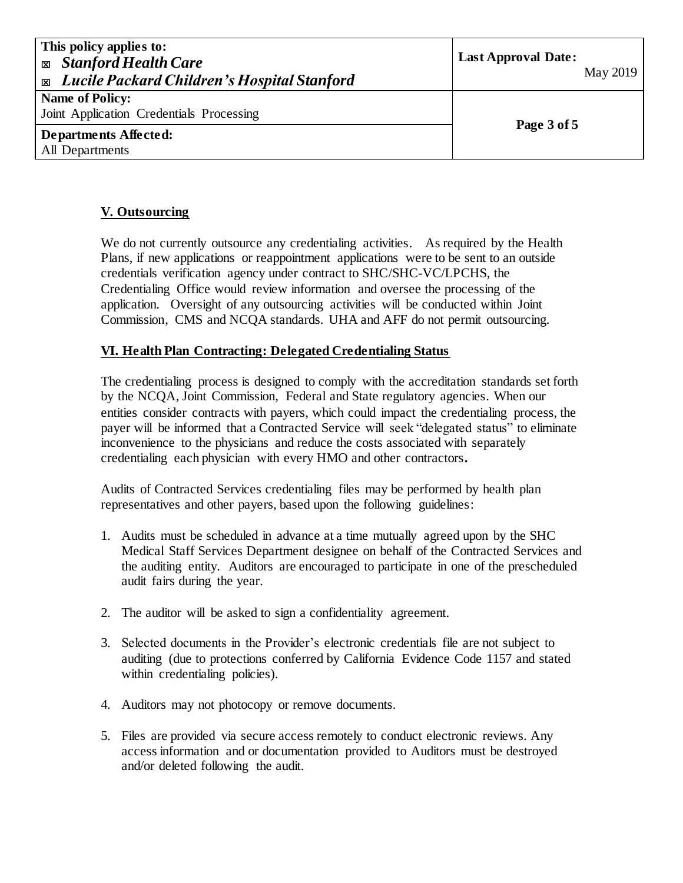## V. Outsourcing

We do not currently outsource any credentialing activities. As required by the Health Plans, if new applications or reappointment applications were to be sent to an outside credentials verification agency under contract to SHC/SHC-VC/LPCHS, the Credentialing Office would review information and oversee the processing of the application. Oversight of any outsourcing activities will be conducted within Joint Commission, CMS and NCQA standards. UHA and AFF do not permit outsourcing.

## VI. Health Plan Contracting: Delegated Credentialing Status

The credentialing process is designed to comply with the accreditation standards set forth by the NCQA, Joint Commission, Federal and State regulatory agencies. When our entities consider contracts with payers, which could impact the credentialing process, the payer will be informed that a Contracted Service will seek "delegated status" to eliminate inconvenience to the physicians and reduce the costs associated with separately credentialing each physician with every HMO and other contractors**.**

Audits of Contracted Services credentialing files may be performed by health plan representatives and other payers, based upon the following guidelines:

1. Audits must be scheduled in advance at a time mutually agreed upon by the SHC Medical Staff Services Department designee on behalf of the Contracted Services and the auditing entity. Auditors are encouraged to participate in one of the prescheduled audit fairs during the year.
2. The auditor will be asked to sign a confidentiality agreement.
3. Selected documents in the Provider's electronic credentials file are not subject to auditing (due to protections conferred by California Evidence Code 1157 and stated within credentialing policies).
4. Auditors may not photocopy or remove documents.
5. Files are provided via secure access remotely to conduct electronic reviews. Any access information and or documentation provided to Auditors must be destroyed and/or deleted following the audit.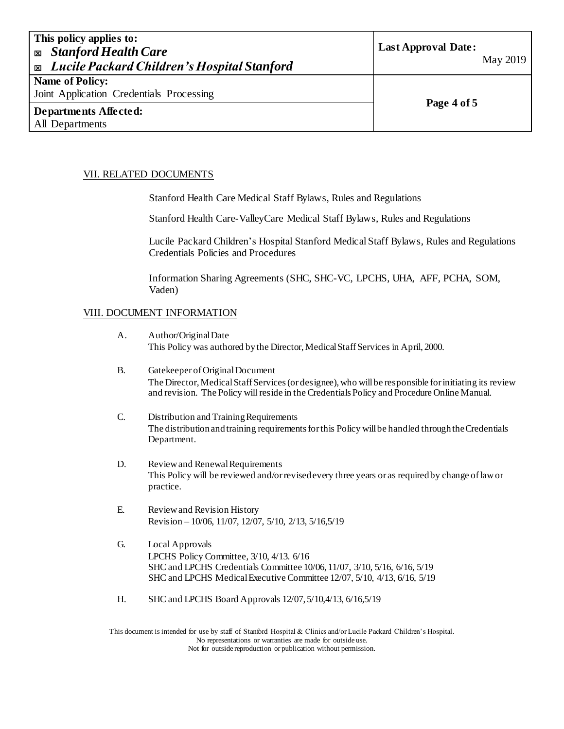## VII. RELATED DOCUMENTS

Stanford Health Care Medical Staff Bylaws, Rules and Regulations

Stanford Health Care-ValleyCare Medical Staff Bylaws, Rules and Regulations

Lucile Packard Children's Hospital Stanford Medical Staff Bylaws, Rules and Regulations Credentials Policies and Procedures

Information Sharing Agreements (SHC, SHC-VC, LPCHS, UHA, AFF, PCHA, SOM, Vaden)

## VIII. DOCUMENT INFORMATION

A. Author/Original Date
This Policy was authored by the Director, Medical Staff Services in April, 2000.

B. Gatekeeper of Original Document
The Director, Medical Staff Services (or designee), who will be responsible for initiating its review and revision. The Policy will reside in the Credentials Policy and Procedure Online Manual.

C. Distribution and Training Requirements
The distribution and training requirements for this Policy will be handled through the Credentials Department.

D. Review and Renewal Requirements
This Policy will be reviewed and/or revised every three years or as required by change of law or practice.

E. Review and Revision History
Revision – 10/06, 11/07, 12/07, 5/10, 2/13, 5/16,5/19

G. Local Approvals
LPCHS Policy Committee, 3/10, 4/13. 6/16
SHC and LPCHS Credentials Committee 10/06, 11/07, 3/10, 5/16, 6/16, 5/19
SHC and LPCHS Medical Executive Committee 12/07, 5/10, 4/13, 6/16, 5/19

H. SHC and LPCHS Board Approvals 12/07, 5/10,4/13, 6/16,5/19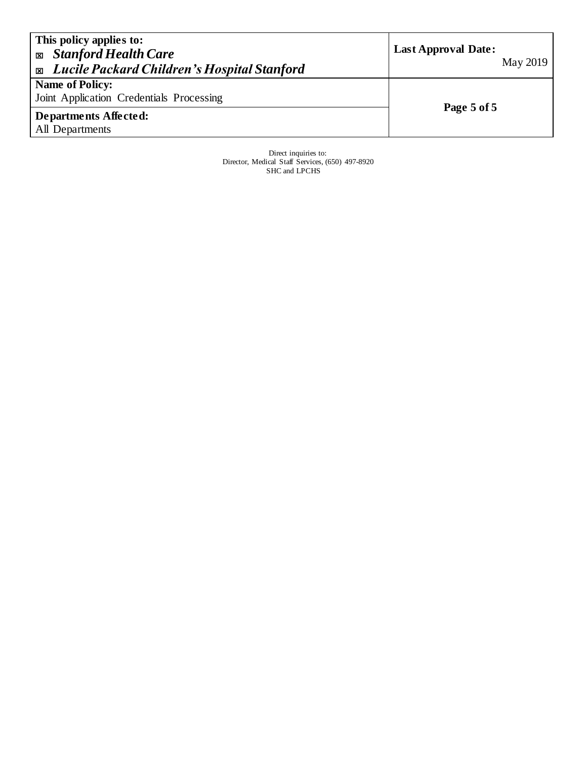Direct inquiries to:
Director, Medical Staff Services, (650) 497-8920
SHC and LPCHS